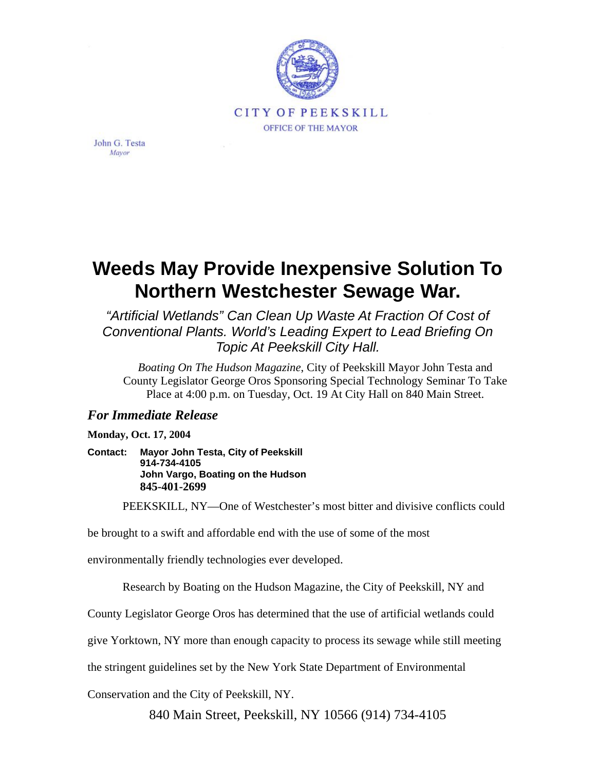CITY OF PEEKSKILL

OFFICE OF THE MAYOR

John G. Testa
*Mayor*

# Weeds May Provide Inexpensive Solution To Northern Westchester Sewage War.

*"Artificial Wetlands" Can Clean Up Waste At Fraction Of Cost of Conventional Plants. World's Leading Expert to Lead Briefing On Topic At Peekskill City Hall.*

*Boating On The Hudson Magazine*, City of Peekskill Mayor John Testa and County Legislator George Oros Sponsoring Special Technology Seminar To Take Place at 4:00 p.m. on Tuesday, Oct. 19 At City Hall on 840 Main Street.

### *For Immediate Release*

**Monday, Oct. 17, 2004**

**Contact: Mayor John Testa, City of Peekskill**
**914-734-4105**
**John Vargo, Boating on the Hudson**
**845-401-2699**

PEEKSKILL, NY—One of Westchester's most bitter and divisive conflicts could be brought to a swift and affordable end with the use of some of the most environmentally friendly technologies ever developed.

Research by Boating on the Hudson Magazine, the City of Peekskill, NY and County Legislator George Oros has determined that the use of artificial wetlands could give Yorktown, NY more than enough capacity to process its sewage while still meeting the stringent guidelines set by the New York State Department of Environmental Conservation and the City of Peekskill, NY.

840 Main Street, Peekskill, NY 10566 (914) 734-4105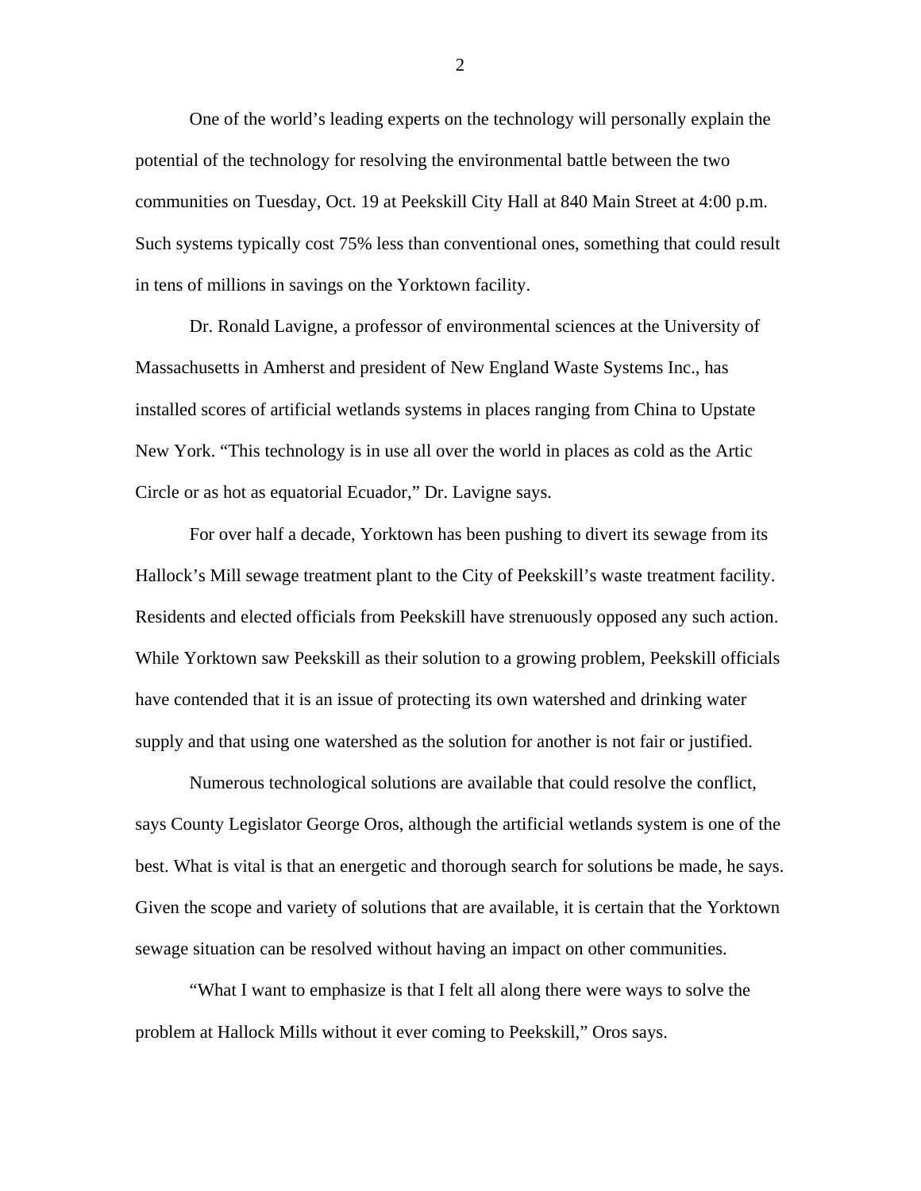One of the world's leading experts on the technology will personally explain the potential of the technology for resolving the environmental battle between the two communities on Tuesday, Oct. 19 at Peekskill City Hall at 840 Main Street at 4:00 p.m. Such systems typically cost 75% less than conventional ones, something that could result in tens of millions in savings on the Yorktown facility.

Dr. Ronald Lavigne, a professor of environmental sciences at the University of Massachusetts in Amherst and president of New England Waste Systems Inc., has installed scores of artificial wetlands systems in places ranging from China to Upstate New York. "This technology is in use all over the world in places as cold as the Artic Circle or as hot as equatorial Ecuador," Dr. Lavigne says.

For over half a decade, Yorktown has been pushing to divert its sewage from its Hallock's Mill sewage treatment plant to the City of Peekskill's waste treatment facility. Residents and elected officials from Peekskill have strenuously opposed any such action. While Yorktown saw Peekskill as their solution to a growing problem, Peekskill officials have contended that it is an issue of protecting its own watershed and drinking water supply and that using one watershed as the solution for another is not fair or justified.

Numerous technological solutions are available that could resolve the conflict, says County Legislator George Oros, although the artificial wetlands system is one of the best. What is vital is that an energetic and thorough search for solutions be made, he says. Given the scope and variety of solutions that are available, it is certain that the Yorktown sewage situation can be resolved without having an impact on other communities.

"What I want to emphasize is that I felt all along there were ways to solve the problem at Hallock Mills without it ever coming to Peekskill," Oros says.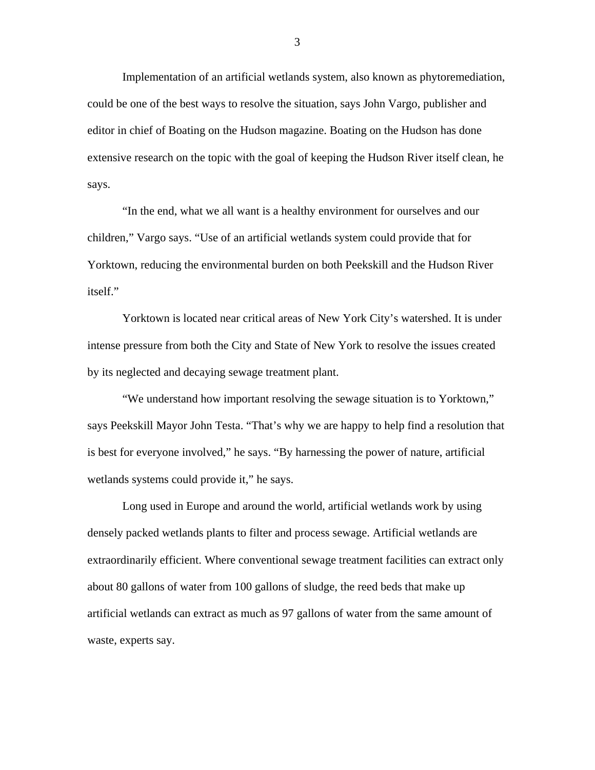Implementation of an artificial wetlands system, also known as phytoremediation, could be one of the best ways to resolve the situation, says John Vargo, publisher and editor in chief of Boating on the Hudson magazine. Boating on the Hudson has done extensive research on the topic with the goal of keeping the Hudson River itself clean, he says.

“In the end, what we all want is a healthy environment for ourselves and our children,” Vargo says. “Use of an artificial wetlands system could provide that for Yorktown, reducing the environmental burden on both Peekskill and the Hudson River itself.”

Yorktown is located near critical areas of New York City’s watershed. It is under intense pressure from both the City and State of New York to resolve the issues created by its neglected and decaying sewage treatment plant.

“We understand how important resolving the sewage situation is to Yorktown,” says Peekskill Mayor John Testa. “That’s why we are happy to help find a resolution that is best for everyone involved,” he says. “By harnessing the power of nature, artificial wetlands systems could provide it,” he says.

Long used in Europe and around the world, artificial wetlands work by using densely packed wetlands plants to filter and process sewage. Artificial wetlands are extraordinarily efficient. Where conventional sewage treatment facilities can extract only about 80 gallons of water from 100 gallons of sludge, the reed beds that make up artificial wetlands can extract as much as 97 gallons of water from the same amount of waste, experts say.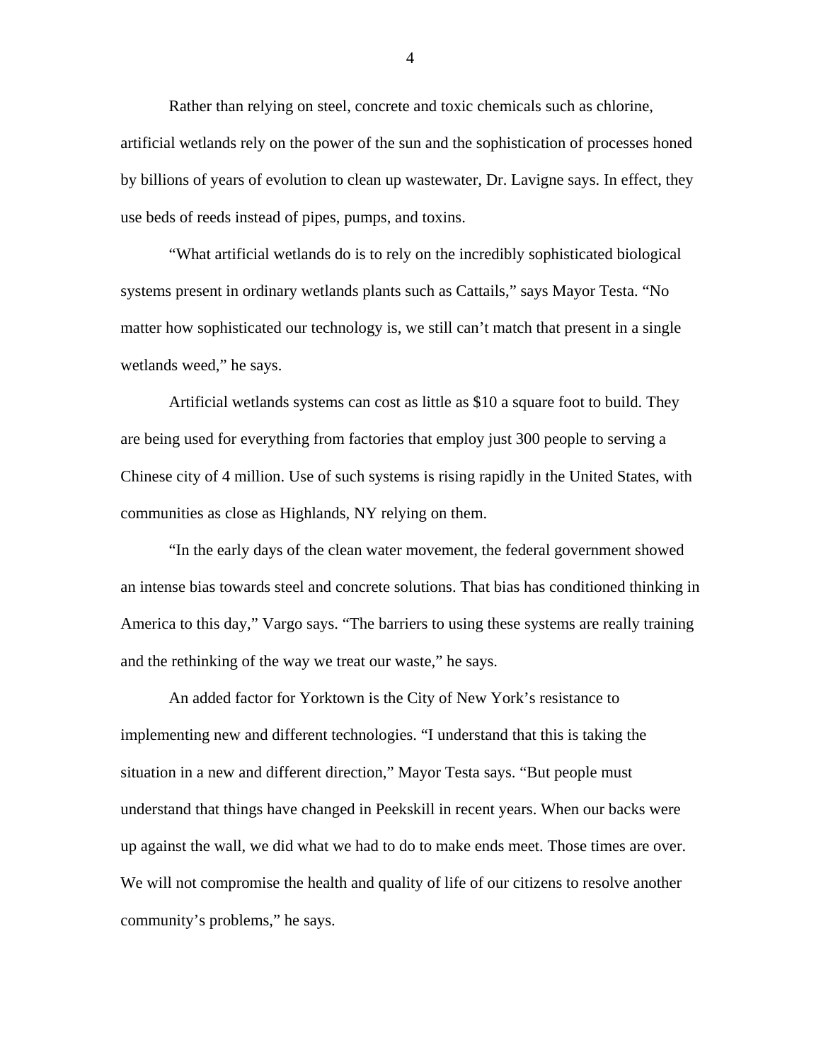Rather than relying on steel, concrete and toxic chemicals such as chlorine, artificial wetlands rely on the power of the sun and the sophistication of processes honed by billions of years of evolution to clean up wastewater, Dr. Lavigne says. In effect, they use beds of reeds instead of pipes, pumps, and toxins.

"What artificial wetlands do is to rely on the incredibly sophisticated biological systems present in ordinary wetlands plants such as Cattails," says Mayor Testa. "No matter how sophisticated our technology is, we still can't match that present in a single wetlands weed," he says.

Artificial wetlands systems can cost as little as $10 a square foot to build. They are being used for everything from factories that employ just 300 people to serving a Chinese city of 4 million. Use of such systems is rising rapidly in the United States, with communities as close as Highlands, NY relying on them.

"In the early days of the clean water movement, the federal government showed an intense bias towards steel and concrete solutions. That bias has conditioned thinking in America to this day," Vargo says. "The barriers to using these systems are really training and the rethinking of the way we treat our waste," he says.

An added factor for Yorktown is the City of New York's resistance to implementing new and different technologies. "I understand that this is taking the situation in a new and different direction," Mayor Testa says. "But people must understand that things have changed in Peekskill in recent years. When our backs were up against the wall, we did what we had to do to make ends meet. Those times are over. We will not compromise the health and quality of life of our citizens to resolve another community's problems," he says.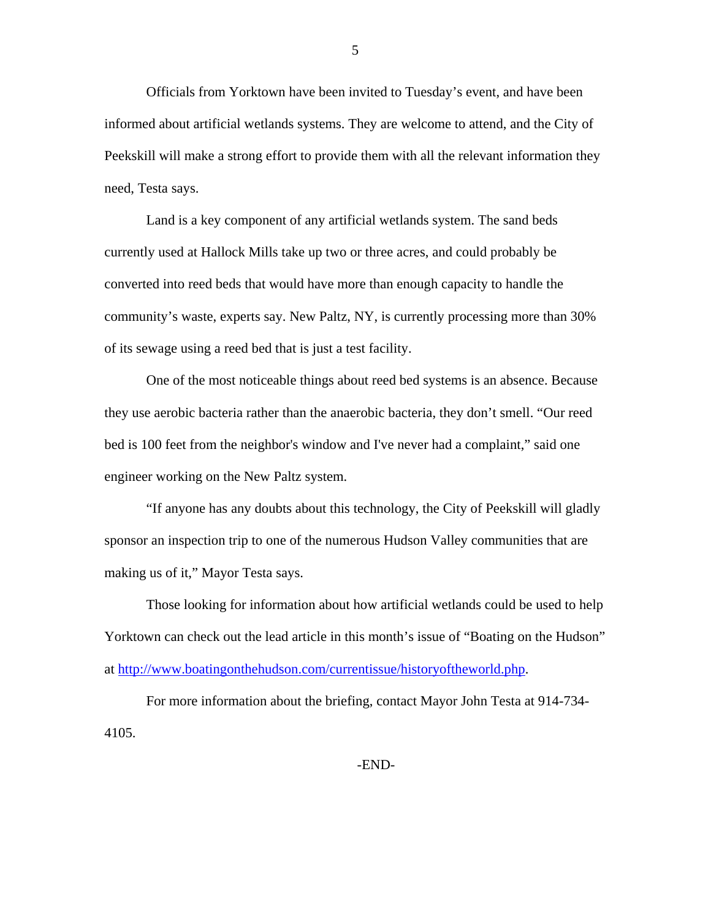Officials from Yorktown have been invited to Tuesday's event, and have been informed about artificial wetlands systems. They are welcome to attend, and the City of Peekskill will make a strong effort to provide them with all the relevant information they need, Testa says.

Land is a key component of any artificial wetlands system. The sand beds currently used at Hallock Mills take up two or three acres, and could probably be converted into reed beds that would have more than enough capacity to handle the community's waste, experts say. New Paltz, NY, is currently processing more than 30% of its sewage using a reed bed that is just a test facility.

One of the most noticeable things about reed bed systems is an absence. Because they use aerobic bacteria rather than the anaerobic bacteria, they don't smell. "Our reed bed is 100 feet from the neighbor's window and I've never had a complaint," said one engineer working on the New Paltz system.

"If anyone has any doubts about this technology, the City of Peekskill will gladly sponsor an inspection trip to one of the numerous Hudson Valley communities that are making us of it," Mayor Testa says.

Those looking for information about how artificial wetlands could be used to help Yorktown can check out the lead article in this month's issue of "Boating on the Hudson" at http://www.boatingonthehudson.com/currentissue/historyoftheworld.php.

For more information about the briefing, contact Mayor John Testa at 914-734-4105.

-END-